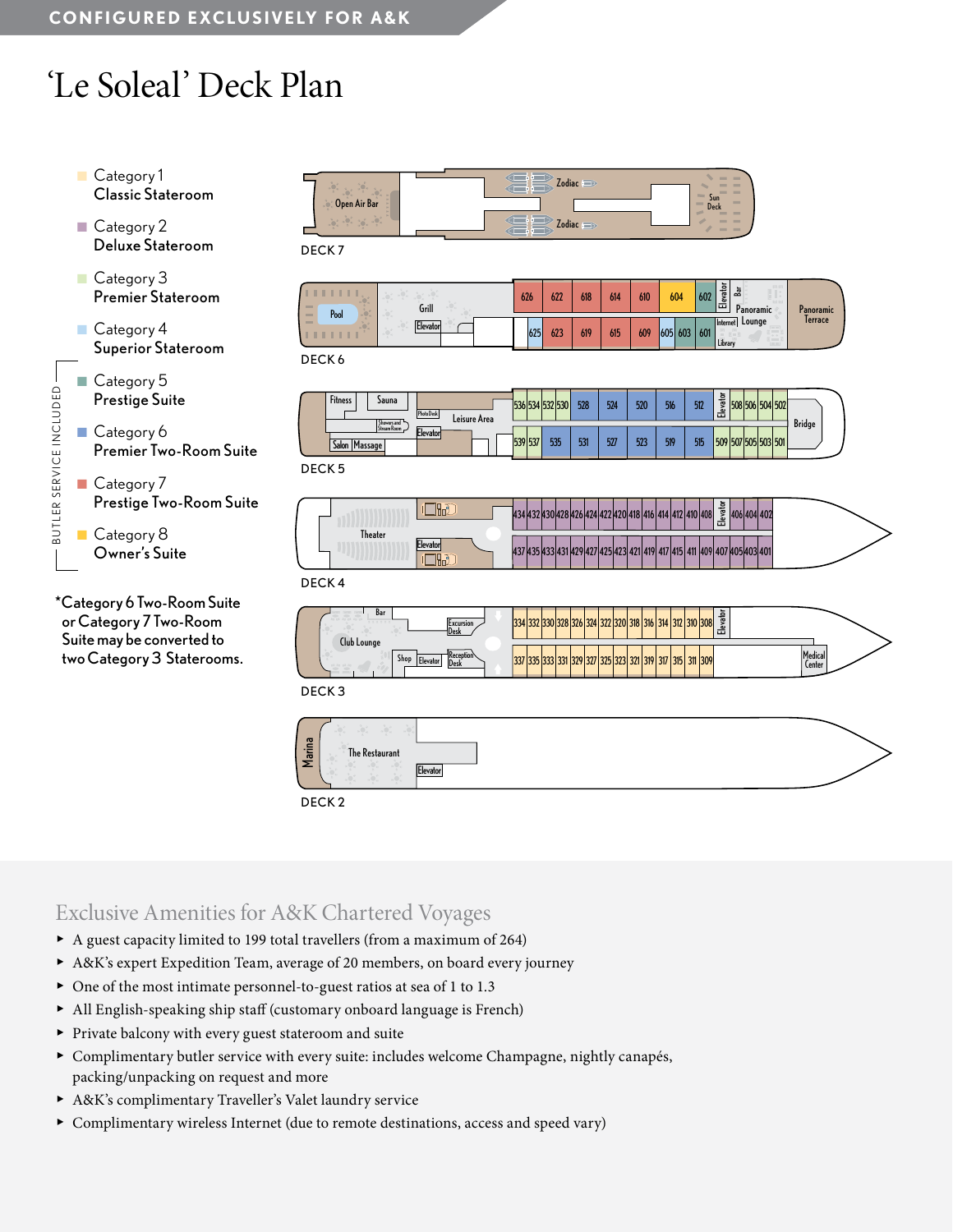CONFIGURED EXCLUSIVELY FOR A&K

# 'Le Soleal' Deck Plan

- Category 1 — Classic Stateroom
- Category 2 — Deluxe Stateroom
- Category 3 — Premier Stateroom
- Category 4 — Superior Stateroom
- Category 5 — Prestige Suite
- Category 6 — Premier Two-Room Suite
- Category 7 — Prestige Two-Room Suite
- Category 8 — Owner's Suite

BUTLER SERVICE INCLUDED (Categories 5–8)

*Category 6 Two-Room Suite or Category 7 Two-Room Suite may be converted to two Category 3 Staterooms.

**DECK 7**: Open Air Bar, Zodiac, Zodiac, Sun Deck

**DECK 6**: Pool, Grill, Elevator, 626, 622, 618, 614, 610, 604, 602, 625, 623, 619, 615, 609, 605, 603, 601, Elevator, Bar, Panoramic Lounge, Internet, Library, Panoramic Terrace

**DECK 5**: Fitness, Sauna, Showers and Steam Room, Salon, Massage, Photo Desk, Elevator, Leisure Area, 536, 534, 532, 530, 528, 524, 520, 516, 512, 539, 537, 535, 531, 527, 523, 519, 515, Elevator, 508, 506, 504, 502, 509, 507, 505, 503, 501, Bridge

**DECK 4**: Theater, Elevator, 434, 432, 430, 428, 426, 424, 422, 420, 418, 416, 414, 412, 410, 408, 437, 435, 433, 431, 429, 427, 425, 423, 421, 419, 417, 415, 411, 409, Elevator, 406, 404, 402, 407, 405, 403, 401

**DECK 3**: Bar, Club Lounge, Shop, Elevator, Excursion Desk, Reception Desk, 334, 332, 330, 328, 326, 324, 322, 320, 318, 316, 314, 312, 310, 308, 337, 335, 333, 331, 329, 327, 325, 323, 321, 319, 317, 315, 311, 309, Elevator, Medical Center

**DECK 2**: Marina, The Restaurant, Elevator

## Exclusive Amenities for A&K Chartered Voyages

- A guest capacity limited to 199 total travellers (from a maximum of 264)
- A&K's expert Expedition Team, average of 20 members, on board every journey
- One of the most intimate personnel-to-guest ratios at sea of 1 to 1.3
- All English-speaking ship staff (customary onboard language is French)
- Private balcony with every guest stateroom and suite
- Complimentary butler service with every suite: includes welcome Champagne, nightly canapés, packing/unpacking on request and more
- A&K's complimentary Traveller's Valet laundry service
- Complimentary wireless Internet (due to remote destinations, access and speed vary)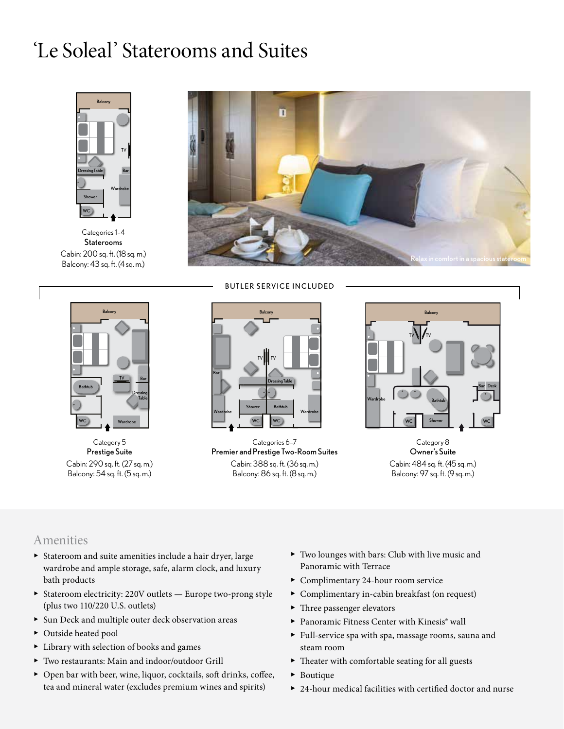# 'Le Soleal' Staterooms and Suites

Categories 1–4
**Staterooms**
Cabin: 200 sq. ft. (18 sq. m.)
Balcony: 43 sq. ft. (4 sq. m.)

Relax in comfort in a spacious stateroom

BUTLER SERVICE INCLUDED

Category 5
**Prestige Suite**
Cabin: 290 sq. ft. (27 sq. m.)
Balcony: 54 sq. ft. (5 sq. m.)

Categories 6–7
**Premier and Prestige Two-Room Suites**
Cabin: 388 sq. ft. (36 sq. m.)
Balcony: 86 sq. ft. (8 sq. m.)

Category 8
**Owner's Suite**
Cabin: 484 sq. ft. (45 sq. m.)
Balcony: 97 sq. ft. (9 sq. m.)

## Amenities

- Stateroom and suite amenities include a hair dryer, large wardrobe and ample storage, safe, alarm clock, and luxury bath products
- Stateroom electricity: 220V outlets — Europe two-prong style (plus two 110/220 U.S. outlets)
- Sun Deck and multiple outer deck observation areas
- Outside heated pool
- Library with selection of books and games
- Two restaurants: Main and indoor/outdoor Grill
- Open bar with beer, wine, liquor, cocktails, soft drinks, coffee, tea and mineral water (excludes premium wines and spirits)
- Two lounges with bars: Club with live music and Panoramic with Terrace
- Complimentary 24-hour room service
- Complimentary in-cabin breakfast (on request)
- Three passenger elevators
- Panoramic Fitness Center with Kinesis® wall
- Full-service spa with spa, massage rooms, sauna and steam room
- Theater with comfortable seating for all guests
- Boutique
- 24-hour medical facilities with certified doctor and nurse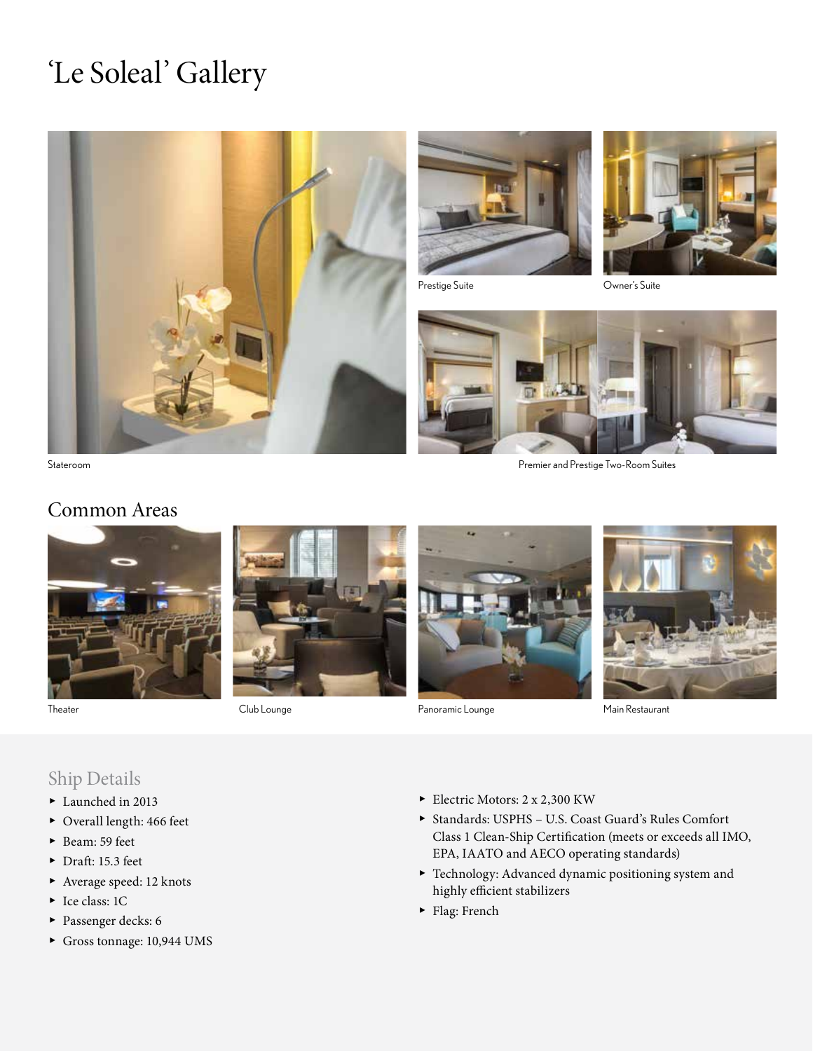# 'Le Soleal' Gallery

Stateroom

Prestige Suite

Owner's Suite

Premier and Prestige Two-Room Suites

## Common Areas

Theater

Club Lounge

Panoramic Lounge

Main Restaurant

## Ship Details

- Launched in 2013
- Overall length: 466 feet
- Beam: 59 feet
- Draft: 15.3 feet
- Average speed: 12 knots
- Ice class: 1C
- Passenger decks: 6
- Gross tonnage: 10,944 UMS
- Electric Motors: 2 x 2,300 KW
- Standards: USPHS – U.S. Coast Guard's Rules Comfort Class 1 Clean-Ship Certification (meets or exceeds all IMO, EPA, IAATO and AECO operating standards)
- Technology: Advanced dynamic positioning system and highly efficient stabilizers
- Flag: French